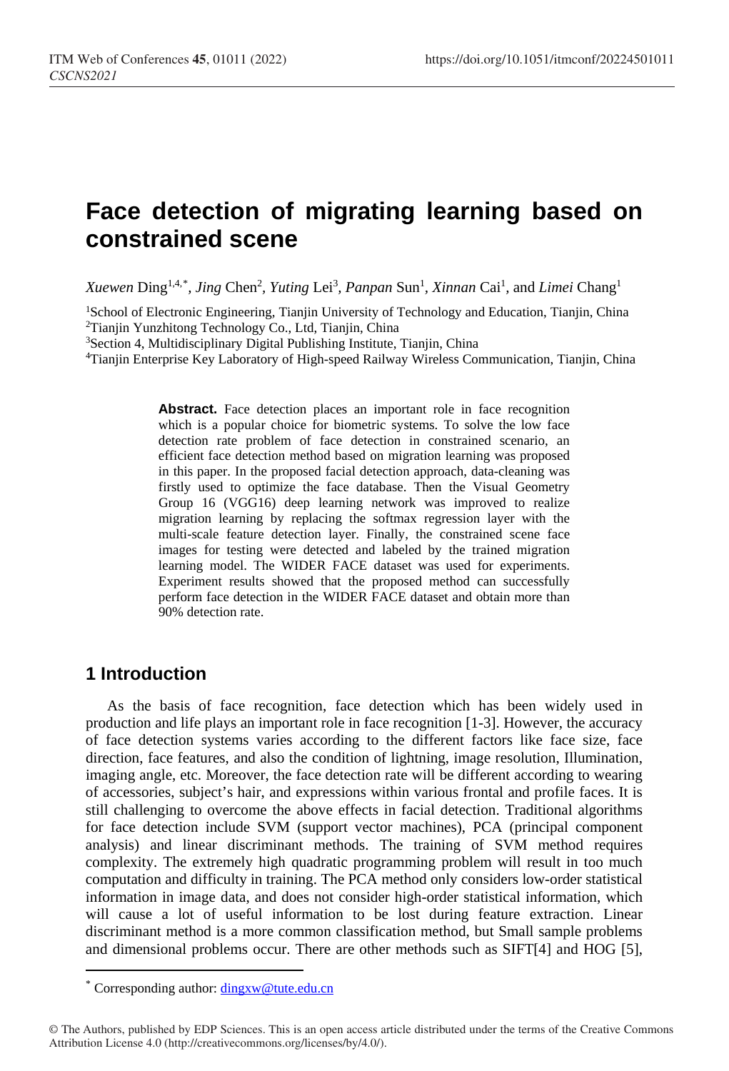# Face detection of migrating learning based on constrained scene

*Xuewen* Ding[1,4,*], *Jing* Chen[2], *Yuting* Lei[3], *Panpan* Sun[1], *Xinnan* Cai[1], and *Limei* Chang[1]

[1]School of Electronic Engineering, Tianjin University of Technology and Education, Tianjin, China
[2]Tianjin Yunzhitong Technology Co., Ltd, Tianjin, China
[3]Section 4, Multidisciplinary Digital Publishing Institute, Tianjin, China
[4]Tianjin Enterprise Key Laboratory of High-speed Railway Wireless Communication, Tianjin, China

**Abstract.** Face detection places an important role in face recognition which is a popular choice for biometric systems. To solve the low face detection rate problem of face detection in constrained scenario, an efficient face detection method based on migration learning was proposed in this paper. In the proposed facial detection approach, data-cleaning was firstly used to optimize the face database. Then the Visual Geometry Group 16 (VGG16) deep learning network was improved to realize migration learning by replacing the softmax regression layer with the multi-scale feature detection layer. Finally, the constrained scene face images for testing were detected and labeled by the trained migration learning model. The WIDER FACE dataset was used for experiments. Experiment results showed that the proposed method can successfully perform face detection in the WIDER FACE dataset and obtain more than 90% detection rate.

## 1 Introduction

As the basis of face recognition, face detection which has been widely used in production and life plays an important role in face recognition [1-3]. However, the accuracy of face detection systems varies according to the different factors like face size, face direction, face features, and also the condition of lightning, image resolution, Illumination, imaging angle, etc. Moreover, the face detection rate will be different according to wearing of accessories, subject's hair, and expressions within various frontal and profile faces. It is still challenging to overcome the above effects in facial detection. Traditional algorithms for face detection include SVM (support vector machines), PCA (principal component analysis) and linear discriminant methods. The training of SVM method requires complexity. The extremely high quadratic programming problem will result in too much computation and difficulty in training. The PCA method only considers low-order statistical information in image data, and does not consider high-order statistical information, which will cause a lot of useful information to be lost during feature extraction. Linear discriminant method is a more common classification method, but Small sample problems and dimensional problems occur. There are other methods such as SIFT[4] and HOG [5],

[*] Corresponding author: dingxw@tute.edu.cn

© The Authors, published by EDP Sciences. This is an open access article distributed under the terms of the Creative Commons Attribution License 4.0 (http://creativecommons.org/licenses/by/4.0/).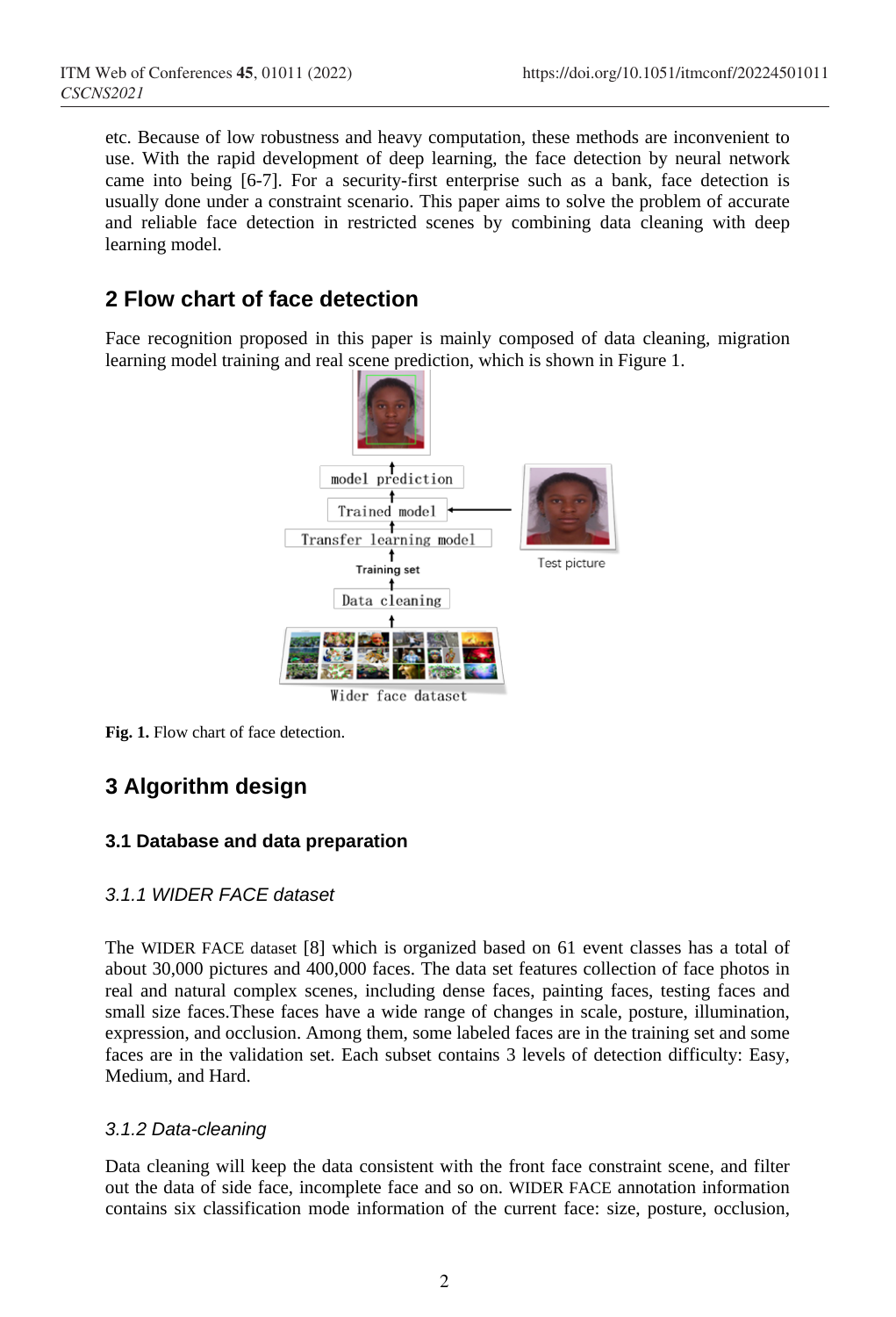etc. Because of low robustness and heavy computation, these methods are inconvenient to use. With the rapid development of deep learning, the face detection by neural network came into being [6-7]. For a security-first enterprise such as a bank, face detection is usually done under a constraint scenario. This paper aims to solve the problem of accurate and reliable face detection in restricted scenes by combining data cleaning with deep learning model.

## 2 Flow chart of face detection

Face recognition proposed in this paper is mainly composed of data cleaning, migration learning model training and real scene prediction, which is shown in Figure 1.

**Fig. 1.** Flow chart of face detection.

## 3 Algorithm design

### 3.1 Database and data preparation

#### *3.1.1 WIDER FACE dataset*

The WIDER FACE dataset [8] which is organized based on 61 event classes has a total of about 30,000 pictures and 400,000 faces. The data set features collection of face photos in real and natural complex scenes, including dense faces, painting faces, testing faces and small size faces.These faces have a wide range of changes in scale, posture, illumination, expression, and occlusion. Among them, some labeled faces are in the training set and some faces are in the validation set. Each subset contains 3 levels of detection difficulty: Easy, Medium, and Hard.

#### *3.1.2 Data-cleaning*

Data cleaning will keep the data consistent with the front face constraint scene, and filter out the data of side face, incomplete face and so on. WIDER FACE annotation information contains six classification mode information of the current face: size, posture, occlusion,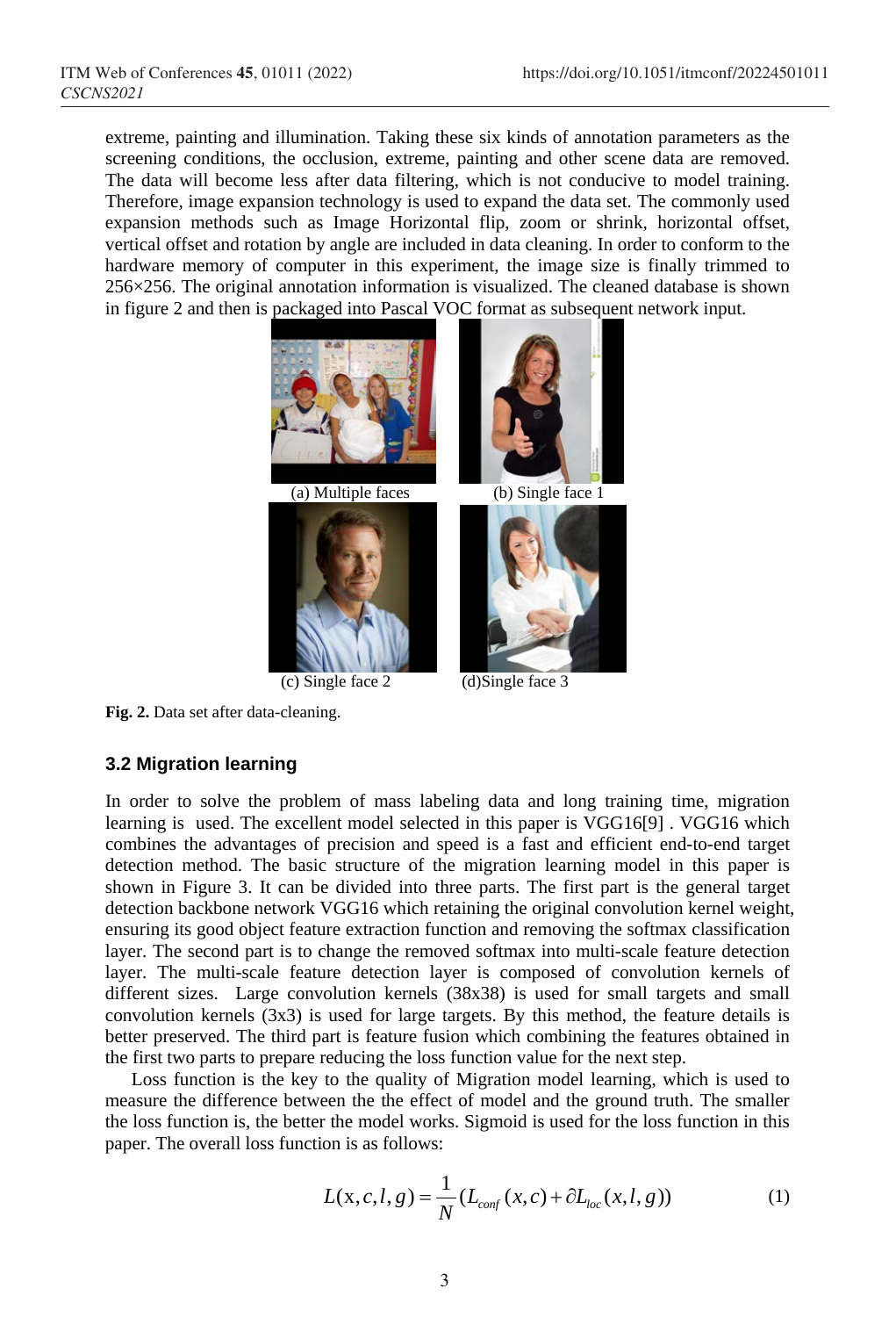extreme, painting and illumination. Taking these six kinds of annotation parameters as the screening conditions, the occlusion, extreme, painting and other scene data are removed. The data will become less after data filtering, which is not conducive to model training. Therefore, image expansion technology is used to expand the data set. The commonly used expansion methods such as Image Horizontal flip, zoom or shrink, horizontal offset, vertical offset and rotation by angle are included in data cleaning. In order to conform to the hardware memory of computer in this experiment, the image size is finally trimmed to 256×256. The original annotation information is visualized. The cleaned database is shown in figure 2 and then is packaged into Pascal VOC format as subsequent network input.

(a) Multiple faces (b) Single face 1

(c) Single face 2 (d)Single face 3

**Fig. 2.** Data set after data-cleaning.

### 3.2 Migration learning

In order to solve the problem of mass labeling data and long training time, migration learning is used. The excellent model selected in this paper is VGG16[9] . VGG16 which combines the advantages of precision and speed is a fast and efficient end-to-end target detection method. The basic structure of the migration learning model in this paper is shown in Figure 3. It can be divided into three parts. The first part is the general target detection backbone network VGG16 which retaining the original convolution kernel weight, ensuring its good object feature extraction function and removing the softmax classification layer. The second part is to change the removed softmax into multi-scale feature detection layer. The multi-scale feature detection layer is composed of convolution kernels of different sizes. Large convolution kernels (38x38) is used for small targets and small convolution kernels (3x3) is used for large targets. By this method, the feature details is better preserved. The third part is feature fusion which combining the features obtained in the first two parts to prepare reducing the loss function value for the next step.

Loss function is the key to the quality of Migration model learning, which is used to measure the difference between the the effect of model and the ground truth. The smaller the loss function is, the better the model works. Sigmoid is used for the loss function in this paper. The overall loss function is as follows:

$$L(x,c,l,g) = \frac{1}{N}(L_{conf}(x,c) + \partial L_{loc}(x,l,g)) \tag{1}$$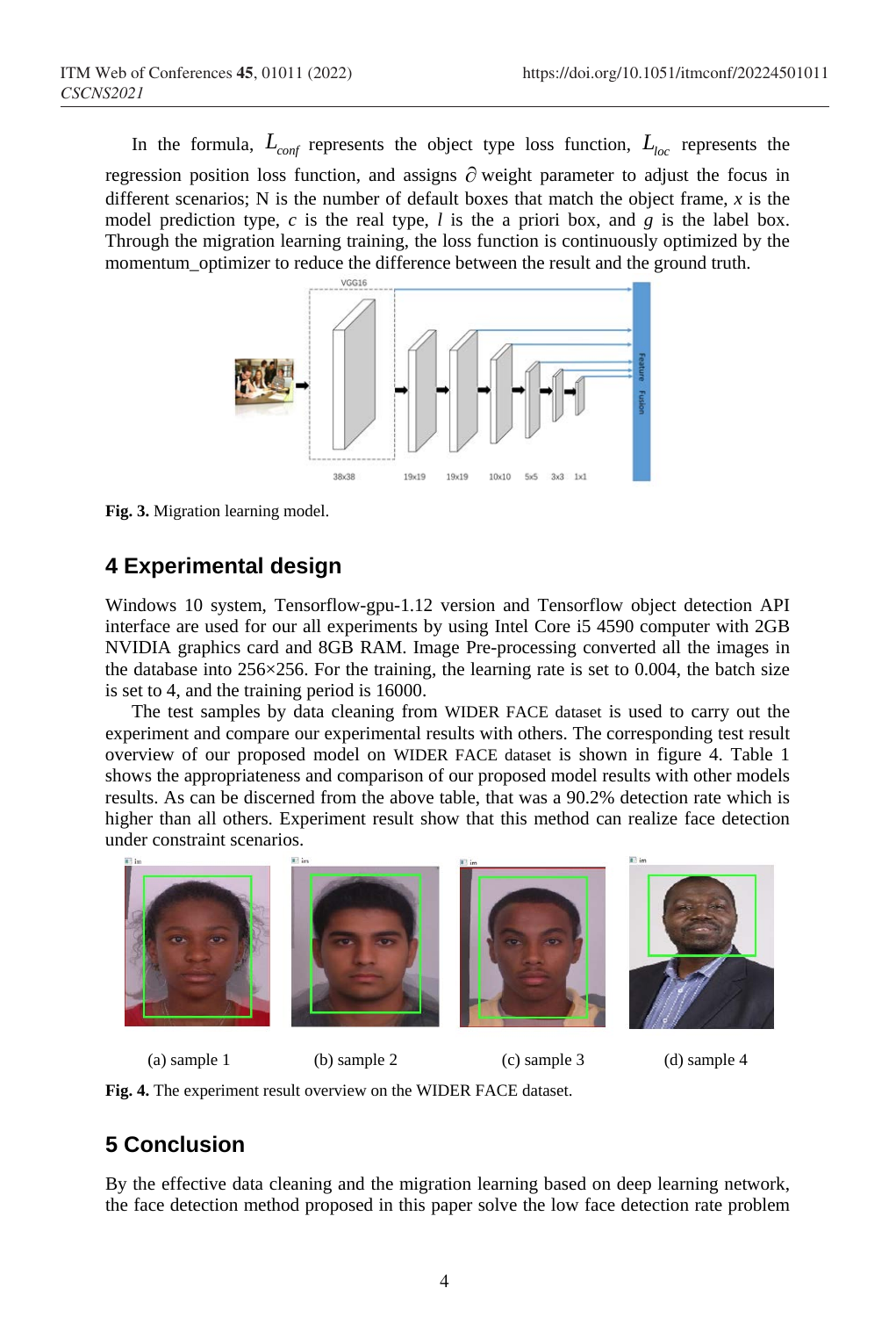In the formula, $L_{conf}$ represents the object type loss function, $L_{loc}$ represents the regression position loss function, and assigns $\partial$ weight parameter to adjust the focus in different scenarios; N is the number of default boxes that match the object frame, $x$ is the model prediction type, $c$ is the real type, $l$ is the a priori box, and $g$ is the label box. Through the migration learning training, the loss function is continuously optimized by the momentum_optimizer to reduce the difference between the result and the ground truth.

**Fig. 3.** Migration learning model.

## 4 Experimental design

Windows 10 system, Tensorflow-gpu-1.12 version and Tensorflow object detection API interface are used for our all experiments by using Intel Core i5 4590 computer with 2GB NVIDIA graphics card and 8GB RAM. Image Pre-processing converted all the images in the database into 256×256. For the training, the learning rate is set to 0.004, the batch size is set to 4, and the training period is 16000.

The test samples by data cleaning from WIDER FACE dataset is used to carry out the experiment and compare our experimental results with others. The corresponding test result overview of our proposed model on WIDER FACE dataset is shown in figure 4. Table 1 shows the appropriateness and comparison of our proposed model results with other models results. As can be discerned from the above table, that was a 90.2% detection rate which is higher than all others. Experiment result show that this method can realize face detection under constraint scenarios.

(a) sample 1 (b) sample 2 (c) sample 3 (d) sample 4

**Fig. 4.** The experiment result overview on the WIDER FACE dataset.

## 5 Conclusion

By the effective data cleaning and the migration learning based on deep learning network, the face detection method proposed in this paper solve the low face detection rate problem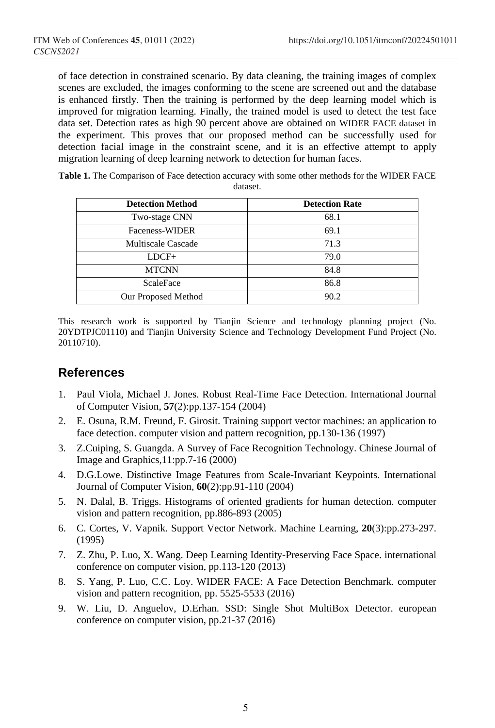of face detection in constrained scenario. By data cleaning, the training images of complex scenes are excluded, the images conforming to the scene are screened out and the database is enhanced firstly. Then the training is performed by the deep learning model which is improved for migration learning. Finally, the trained model is used to detect the test face data set. Detection rates as high 90 percent above are obtained on WIDER FACE dataset in the experiment. This proves that our proposed method can be successfully used for detection facial image in the constraint scene, and it is an effective attempt to apply migration learning of deep learning network to detection for human faces.

**Table 1.** The Comparison of Face detection accuracy with some other methods for the WIDER FACE dataset.

| Detection Method | Detection Rate |
|---|---|
| Two-stage CNN | 68.1 |
| Faceness-WIDER | 69.1 |
| Multiscale Cascade | 71.3 |
| LDCF+ | 79.0 |
| MTCNN | 84.8 |
| ScaleFace | 86.8 |
| Our Proposed Method | 90.2 |

This research work is supported by Tianjin Science and technology planning project (No. 20YDTPJC01110) and Tianjin University Science and Technology Development Fund Project (No. 20110710).

## References

1. Paul Viola, Michael J. Jones. Robust Real-Time Face Detection. International Journal of Computer Vision, **57**(2):pp.137-154 (2004)
2. E. Osuna, R.M. Freund, F. Girosit. Training support vector machines: an application to face detection. computer vision and pattern recognition, pp.130-136 (1997)
3. Z.Cuiping, S. Guangda. A Survey of Face Recognition Technology. Chinese Journal of Image and Graphics,11:pp.7-16 (2000)
4. D.G.Lowe. Distinctive Image Features from Scale-Invariant Keypoints. International Journal of Computer Vision, **60**(2):pp.91-110 (2004)
5. N. Dalal, B. Triggs. Histograms of oriented gradients for human detection. computer vision and pattern recognition, pp.886-893 (2005)
6. C. Cortes, V. Vapnik. Support Vector Network. Machine Learning, **20**(3):pp.273-297. (1995)
7. Z. Zhu, P. Luo, X. Wang. Deep Learning Identity-Preserving Face Space. international conference on computer vision, pp.113-120 (2013)
8. S. Yang, P. Luo, C.C. Loy. WIDER FACE: A Face Detection Benchmark. computer vision and pattern recognition, pp. 5525-5533 (2016)
9. W. Liu, D. Anguelov, D.Erhan. SSD: Single Shot MultiBox Detector. european conference on computer vision, pp.21-37 (2016)